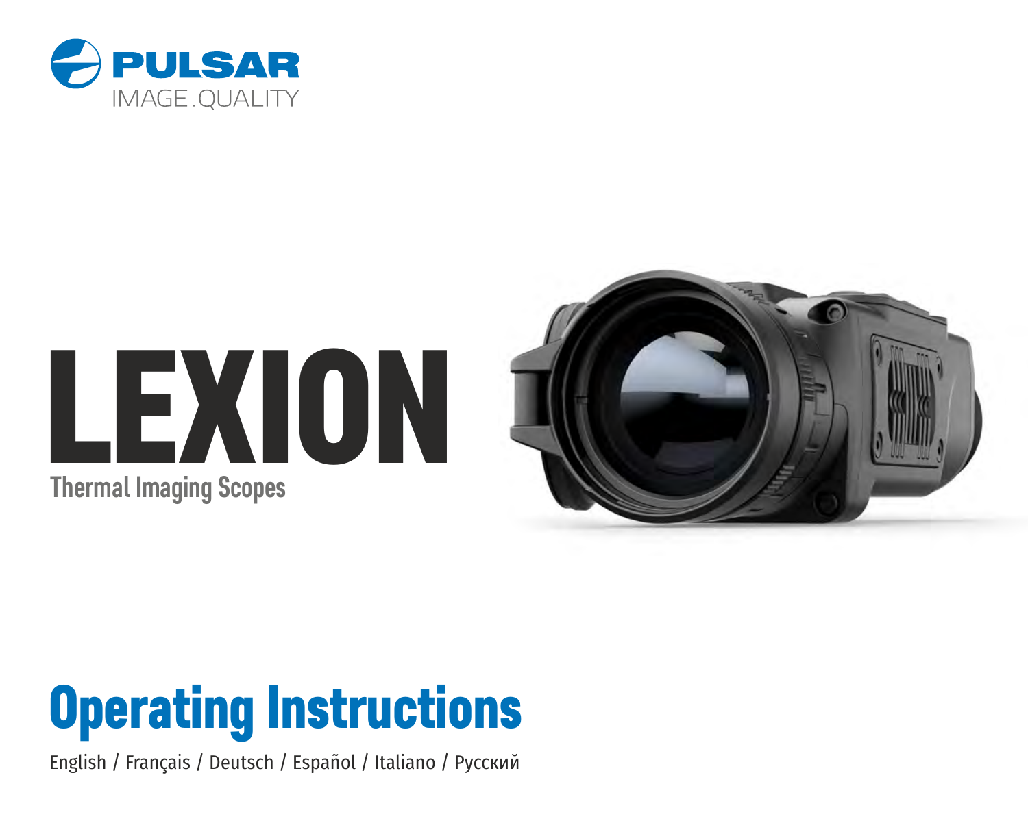PULSAR

IMAGE.QUALITY

# LEXION

Thermal Imaging Scopes

## Operating Instructions

English / Français / Deutsch / Español / Italiano / Русский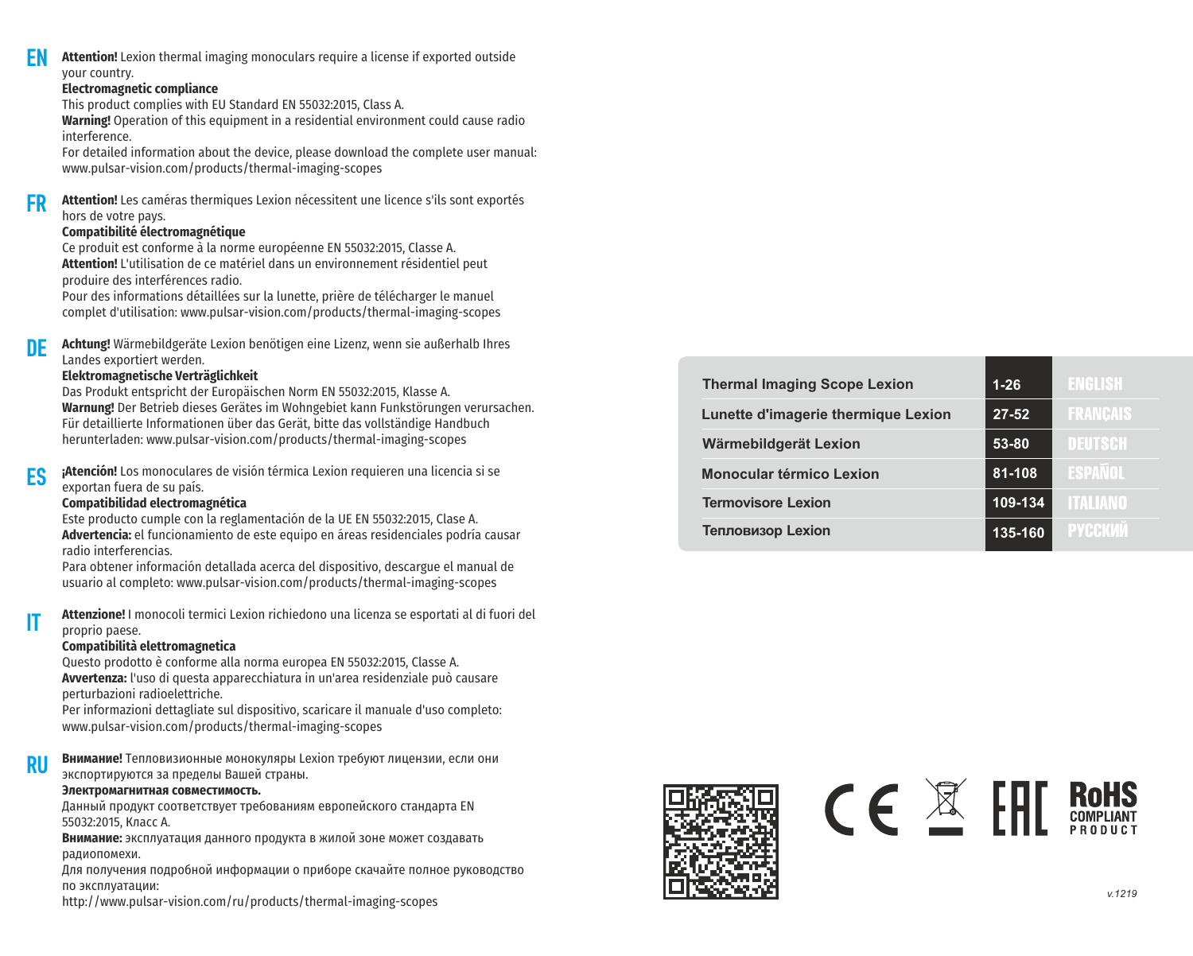**EN**

**Attention!** Lexion thermal imaging monoculars require a license if exported outside your country.

**Electromagnetic compliance**

This product complies with EU Standard EN 55032:2015, Class A.

**Warning!** Operation of this equipment in a residential environment could cause radio interference.

For detailed information about the device, please download the complete user manual: www.pulsar-vision.com/products/thermal-imaging-scopes

**FR**

**Attention!** Les caméras thermiques Lexion nécessitent une licence s'ils sont exportés hors de votre pays.

**Compatibilité électromagnétique**

Ce produit est conforme à la norme européenne EN 55032:2015, Classe A.

**Attention!** L'utilisation de ce matériel dans un environnement résidentiel peut produire des interférences radio.

Pour des informations détaillées sur la lunette, prière de télécharger le manuel complet d'utilisation: www.pulsar-vision.com/products/thermal-imaging-scopes

**DE**

**Achtung!** Wärmebildgeräte Lexion benötigen eine Lizenz, wenn sie außerhalb Ihres Landes exportiert werden.

**Elektromagnetische Verträglichkeit**

Das Produkt entspricht der Europäischen Norm EN 55032:2015, Klasse A.

**Warnung!** Der Betrieb dieses Gerätes im Wohngebiet kann Funkstörungen verursachen.

Für detaillierte Informationen über das Gerät, bitte das vollständige Handbuch herunterladen: www.pulsar-vision.com/products/thermal-imaging-scopes

**ES**

**¡Atención!** Los monoculares de visión térmica Lexion requieren una licencia si se exportan fuera de su país.

**Compatibilidad electromagnética**

Este producto cumple con la reglamentación de la UE EN 55032:2015, Clase A.

**Advertencia:** el funcionamiento de este equipo en áreas residenciales podría causar radio interferencias.

Para obtener información detallada acerca del dispositivo, descargue el manual de usuario al completo: www.pulsar-vision.com/products/thermal-imaging-scopes

**IT**

**Attenzione!** I monocoli termici Lexion richiedono una licenza se esportati al di fuori del proprio paese.

**Compatibilità elettromagnetica**

Questo prodotto è conforme alla norma europea EN 55032:2015, Classe A.

**Avvertenza:** l'uso di questa apparecchiatura in un'area residenziale può causare perturbazioni radioelettriche.

Per informazioni dettagliate sul dispositivo, scaricare il manuale d'uso completo: www.pulsar-vision.com/products/thermal-imaging-scopes

**RU**

**Внимание!** Тепловизионные монокуляры Lexion требуют лицензии, если они экспортируются за пределы Вашей страны.

**Электромагнитная совместимость.**

Данный продукт соответствует требованиям европейского стандарта EN 55032:2015, Класс А.

**Внимание:** эксплуатация данного продукта в жилой зоне может создавать радиопомехи.

Для получения подробной информации о приборе скачайте полное руководство по эксплуатации:

http://www.pulsar-vision.com/ru/products/thermal-imaging-scopes

| | | |
|---|---|---|
| Thermal Imaging Scope Lexion | 1-26 | ENGLISH |
| Lunette d'imagerie thermique Lexion | 27-52 | FRANÇAIS |
| Wärmebildgerät Lexion | 53-80 | DEUTSCH |
| Monocular térmico Lexion | 81-108 | ESPAÑOL |
| Termovisore Lexion | 109-134 | ITALIANO |
| Тепловизор Lexion | 135-160 | РУССКИЙ |

RoHS COMPLIANT PRODUCT

v.1219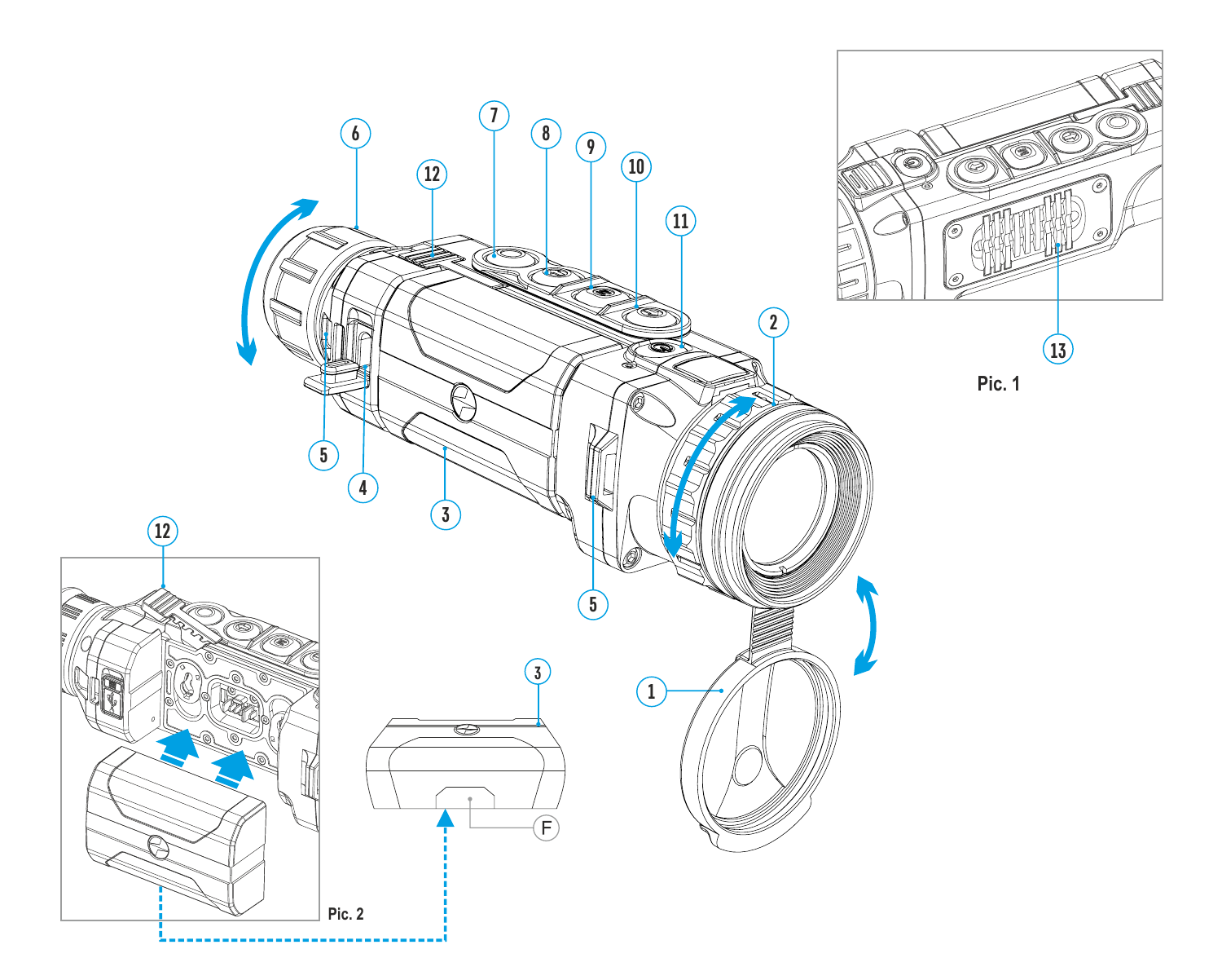Pic. 1

Pic. 2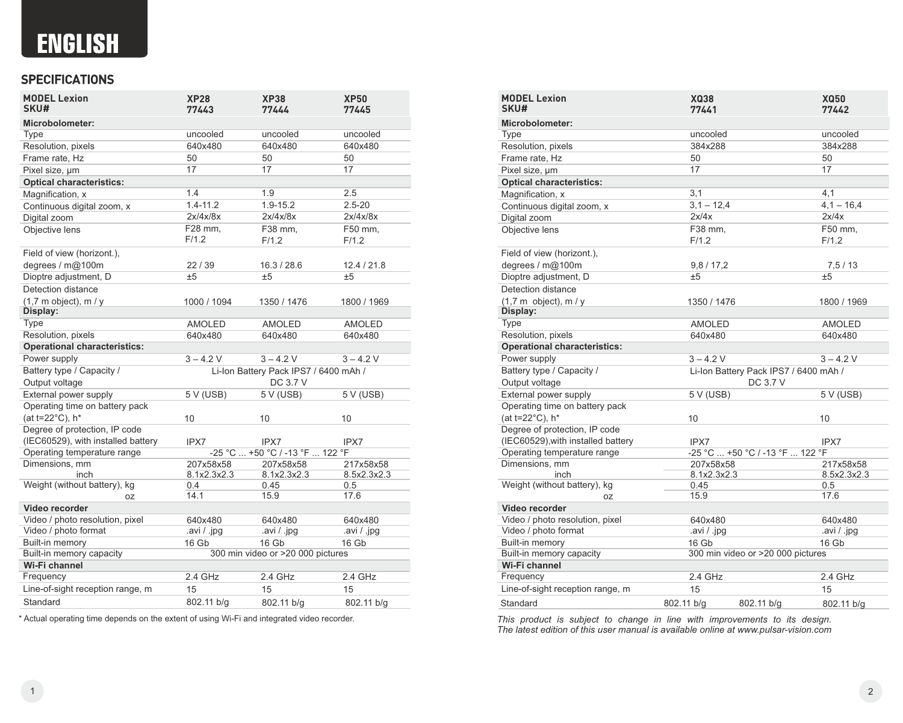# ENGLISH

## SPECIFICATIONS

| MODEL Lexion SKU# | XP28 77443 | XP38 77444 | XP50 77445 |
|---|---|---|---|
| **Microbolometer:** | | | |
| Type | uncooled | uncooled | uncooled |
| Resolution, pixels | 640x480 | 640x480 | 640x480 |
| Frame rate, Hz | 50 | 50 | 50 |
| Pixel size, µm | 17 | 17 | 17 |
| **Optical characteristics:** | | | |
| Magnification, x | 1.4 | 1.9 | 2.5 |
| Continuous digital zoom, x | 1.4-11.2 | 1.9-15.2 | 2.5-20 |
| Digital zoom | 2x/4x/8x | 2x/4x/8x | 2x/4x/8x |
| Objective lens | F28 mm, F/1.2 | F38 mm, F/1.2 | F50 mm, F/1.2 |
| Field of view (horizont.), degrees / m@100m | 22 / 39 | 16.3 / 28.6 | 12.4 / 21.8 |
| Dioptre adjustment, D | ±5 | ±5 | ±5 |
| Detection distance (1,7 m object), m / y | 1000 / 1094 | 1350 / 1476 | 1800 / 1969 |
| **Display:** | | | |
| Type | AMOLED | AMOLED | AMOLED |
| Resolution, pixels | 640x480 | 640x480 | 640x480 |
| **Operational characteristics:** | | | |
| Power supply | 3 – 4.2 V | 3 – 4.2 V | 3 – 4.2 V |
| Battery type / Capacity / Output voltage | Li-Ion Battery Pack IPS7 / 6400 mAh / DC 3.7 V | | |
| External power supply | 5 V (USB) | 5 V (USB) | 5 V (USB) |
| Operating time on battery pack (at t=22°C), h* | 10 | 10 | 10 |
| Degree of protection, IP code (IEC60529), with installed battery | IPX7 | IPX7 | IPX7 |
| Operating temperature range | -25 °C ... +50 °C / -13 °F ... 122 °F | | |
| Dimensions, mm | 207x58x58 | 207x58x58 | 217x58x58 |
| inch | 8.1x2.3x2.3 | 8.1x2.3x2.3 | 8.5x2.3x2.3 |
| Weight (without battery), kg | 0.4 | 0.45 | 0.5 |
| oz | 14.1 | 15.9 | 17.6 |
| **Video recorder** | | | |
| Video / photo resolution, pixel | 640x480 | 640x480 | 640x480 |
| Video / photo format | .avi / .jpg | .avi / .jpg | .avi / .jpg |
| Built-in memory | 16 Gb | 16 Gb | 16 Gb |
| Built-in memory capacity | 300 min video or >20 000 pictures | | |
| **Wi-Fi channel** | | | |
| Frequency | 2.4 GHz | 2.4 GHz | 2.4 GHz |
| Line-of-sight reception range, m | 15 | 15 | 15 |
| Standard | 802.11 b/g | 802.11 b/g | 802.11 b/g |

* Actual operating time depends on the extent of using Wi-Fi and integrated video recorder.

| MODEL Lexion SKU# | XQ38 77441 | XQ50 77442 |
|---|---|---|
| **Microbolometer:** | | |
| Type | uncooled | uncooled |
| Resolution, pixels | 384x288 | 384x288 |
| Frame rate, Hz | 50 | 50 |
| Pixel size, µm | 17 | 17 |
| **Optical characteristics:** | | |
| Magnification, x | 3,1 | 4,1 |
| Continuous digital zoom, x | 3,1 – 12,4 | 4,1 – 16,4 |
| Digital zoom | 2x/4x | 2x/4x |
| Objective lens | F38 mm, F/1.2 | F50 mm, F/1.2 |
| Field of view (horizont.), degrees / m@100m | 9,8 / 17,2 | 7,5 / 13 |
| Dioptre adjustment, D | ±5 | ±5 |
| Detection distance (1,7 m object), m / y | 1350 / 1476 | 1800 / 1969 |
| **Display:** | | |
| Type | AMOLED | AMOLED |
| Resolution, pixels | 640x480 | 640x480 |
| **Operational characteristics:** | | |
| Power supply | 3 – 4.2 V | 3 – 4.2 V |
| Battery type / Capacity / Output voltage | Li-Ion Battery Pack IPS7 / 6400 mAh / DC 3.7 V | |
| External power supply | 5 V (USB) | 5 V (USB) |
| Operating time on battery pack (at t=22°C), h* | 10 | 10 |
| Degree of protection, IP code (IEC60529),with installed battery | IPX7 | IPX7 |
| Operating temperature range | -25 °C ... +50 °C / -13 °F ... 122 °F | |
| Dimensions, mm | 207x58x58 | 217x58x58 |
| inch | 8.1x2.3x2.3 | 8.5x2.3x2.3 |
| Weight (without battery), kg | 0.45 | 0.5 |
| oz | 15.9 | 17.6 |
| **Video recorder** | | |
| Video / photo resolution, pixel | 640x480 | 640x480 |
| Video / photo format | .avi / .jpg | .avi / .jpg |
| Built-in memory | 16 Gb | 16 Gb |
| Built-in memory capacity | 300 min video or >20 000 pictures | |
| **Wi-Fi channel** | | |
| Frequency | 2.4 GHz | 2.4 GHz |
| Line-of-sight reception range, m | 15 | 15 |
| Standard | 802.11 b/g 802.11 b/g | 802.11 b/g |

*This product is subject to change in line with improvements to its design. The latest edition of this user manual is available online at www.pulsar-vision.com*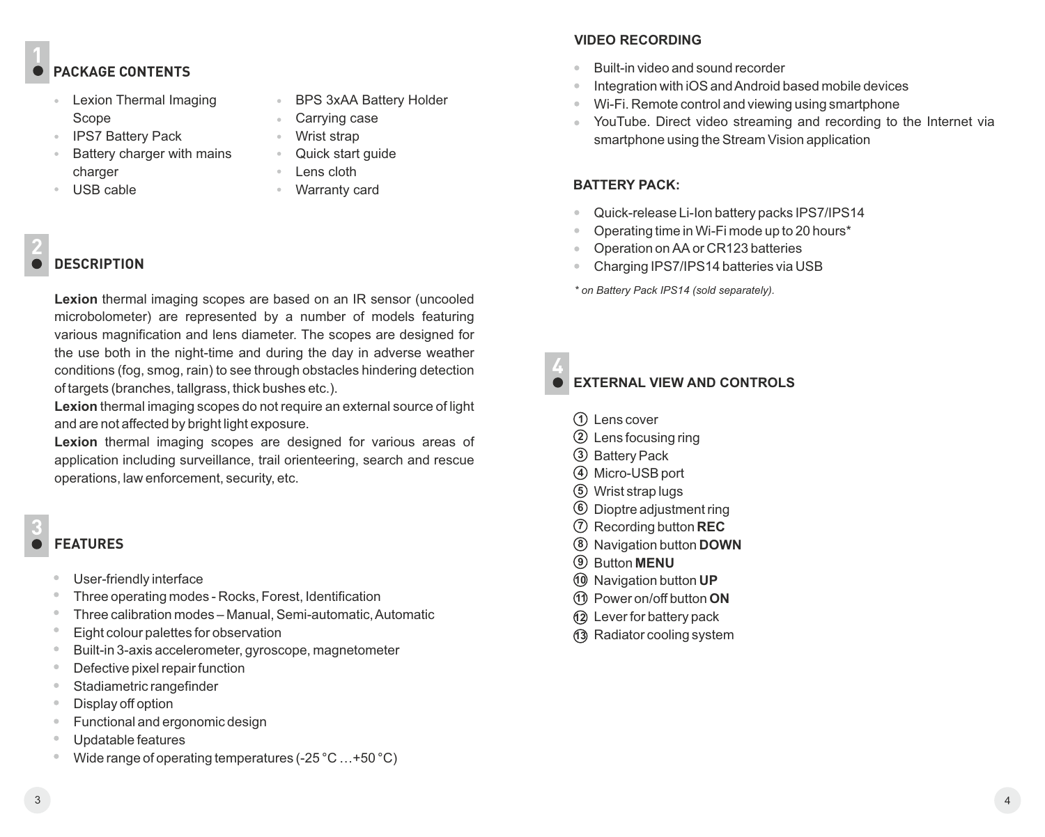## 1 PACKAGE CONTENTS

- Lexion Thermal Imaging Scope
- IPS7 Battery Pack
- Battery charger with mains charger
- USB cable
- BPS 3xAA Battery Holder
- Carrying case
- Wrist strap
- Quick start guide
- Lens cloth
- Warranty card

## 2 DESCRIPTION

**Lexion** thermal imaging scopes are based on an IR sensor (uncooled microbolometer) are represented by a number of models featuring various magnification and lens diameter. The scopes are designed for the use both in the night-time and during the day in adverse weather conditions (fog, smog, rain) to see through obstacles hindering detection of targets (branches, tallgrass, thick bushes etc.).

**Lexion** thermal imaging scopes do not require an external source of light and are not affected by bright light exposure.

**Lexion** thermal imaging scopes are designed for various areas of application including surveillance, trail orienteering, search and rescue operations, law enforcement, security, etc.

## 3 FEATURES

- User-friendly interface
- Three operating modes - Rocks, Forest, Identification
- Three calibration modes – Manual, Semi-automatic, Automatic
- Eight colour palettes for observation
- Built-in 3-axis accelerometer, gyroscope, magnetometer
- Defective pixel repair function
- Stadiametric rangefinder
- Display off option
- Functional and ergonomic design
- Updatable features
- Wide range of operating temperatures (-25 °C …+50 °C)

### VIDEO RECORDING

- Built-in video and sound recorder
- Integration with iOS and Android based mobile devices
- Wi-Fi. Remote control and viewing using smartphone
- YouTube. Direct video streaming and recording to the Internet via smartphone using the Stream Vision application

### BATTERY PACK:

- Quick-release Li-Ion battery packs IPS7/IPS14
- Operating time in Wi-Fi mode up to 20 hours*
- Operation on AA or CR123 batteries
- Charging IPS7/IPS14 batteries via USB

*\* on Battery Pack IPS14 (sold separately).*

## 4 EXTERNAL VIEW AND CONTROLS

1. Lens cover
2. Lens focusing ring
3. Battery Pack
4. Micro-USB port
5. Wrist strap lugs
6. Dioptre adjustment ring
7. Recording button **REC**
8. Navigation button **DOWN**
9. Button **MENU**
10. Navigation button **UP**
11. Power on/off button **ON**
12. Lever for battery pack
13. Radiator cooling system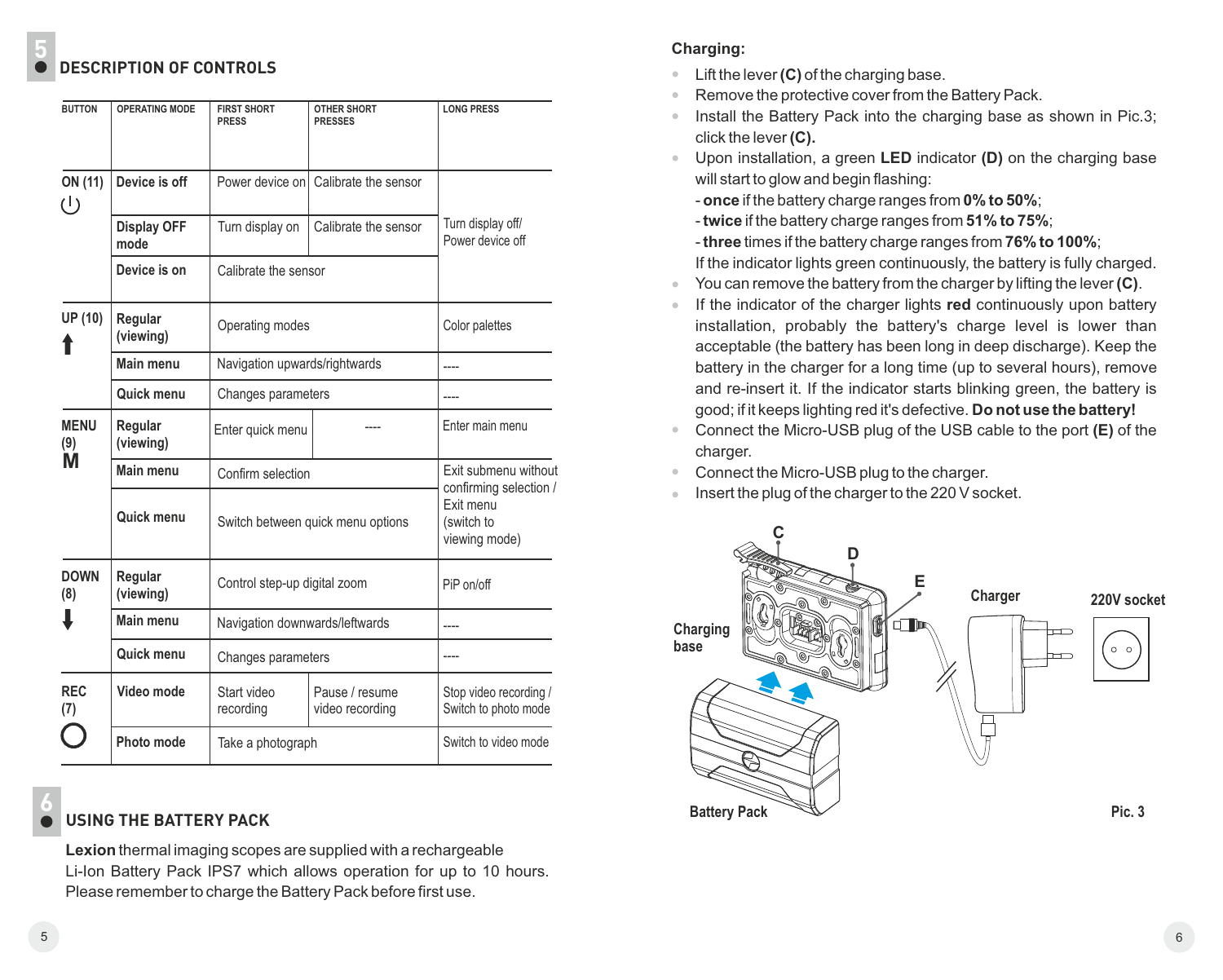## 5 DESCRIPTION OF CONTROLS

| BUTTON | OPERATING MODE | FIRST SHORT PRESS | OTHER SHORT PRESSES | LONG PRESS |
|---|---|---|---|---|
| ON (11) | Device is off | Power device on | Calibrate the sensor | Turn display off/ Power device off |
| | Display OFF mode | Turn display on | Calibrate the sensor | |
| | Device is on | Calibrate the sensor | | |
| UP (10) | Regular (viewing) | Operating modes | | Color palettes |
| | Main menu | Navigation upwards/rightwards | | ---- |
| | Quick menu | Changes parameters | | ---- |
| MENU (9) M | Regular (viewing) | Enter quick menu | ---- | Enter main menu |
| | Main menu | Confirm selection | | Exit submenu without confirming selection / Exit menu (switch to viewing mode) |
| | Quick menu | Switch between quick menu options | | |
| DOWN (8) | Regular (viewing) | Control step-up digital zoom | | PiP on/off |
| | Main menu | Navigation downwards/leftwards | | ---- |
| | Quick menu | Changes parameters | | ---- |
| REC (7) | Video mode | Start video recording | Pause / resume video recording | Stop video recording / Switch to photo mode |
| | Photo mode | Take a photograph | | Switch to video mode |

## 6 USING THE BATTERY PACK

**Lexion** thermal imaging scopes are supplied with a rechargeable Li-Ion Battery Pack IPS7 which allows operation for up to 10 hours. Please remember to charge the Battery Pack before first use.

**Charging:**

- Lift the lever **(C)** of the charging base.
- Remove the protective cover from the Battery Pack.
- Install the Battery Pack into the charging base as shown in Pic.3; click the lever **(C).**
- Upon installation, a green **LED** indicator **(D)** on the charging base will start to glow and begin flashing:
  - **once** if the battery charge ranges from **0% to 50%**;
  - **twice** if the battery charge ranges from **51% to 75%**;
  - **three** times if the battery charge ranges from **76% to 100%**;

  If the indicator lights green continuously, the battery is fully charged.
- You can remove the battery from the charger by lifting the lever **(C)**.
- If the indicator of the charger lights **red** continuously upon battery installation, probably the battery's charge level is lower than acceptable (the battery has been long in deep discharge). Keep the battery in the charger for a long time (up to several hours), remove and re-insert it. If the indicator starts blinking green, the battery is good; if it keeps lighting red it's defective. **Do not use the battery!**
- Connect the Micro-USB plug of the USB cable to the port **(E)** of the charger.
- Connect the Micro-USB plug to the charger.
- Insert the plug of the charger to the 220 V socket.

C D E Charging base Charger 220V socket Battery Pack

Pic. 3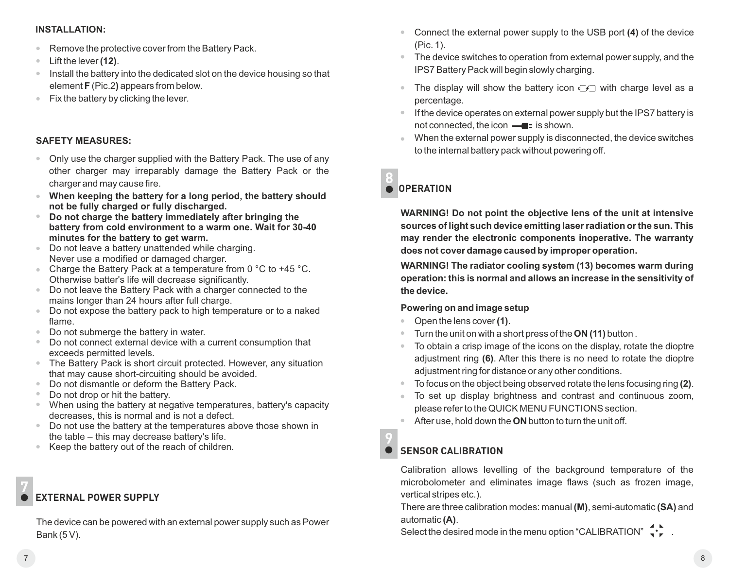**INSTALLATION:**

- Remove the protective cover from the Battery Pack.
- Lift the lever **(12)**.
- Install the battery into the dedicated slot on the device housing so that element **F** (Pic.2**)** appears from below.
- Fix the battery by clicking the lever.

**SAFETY MEASURES:**

- Only use the charger supplied with the Battery Pack. The use of any other charger may irreparably damage the Battery Pack or the charger and may cause fire.
- **When keeping the battery for a long period, the battery should not be fully charged or fully discharged.**
- **Do not charge the battery immediately after bringing the battery from cold environment to a warm one. Wait for 30-40 minutes for the battery to get warm.**
- Do not leave a battery unattended while charging. Never use a modified or damaged charger.
- Charge the Battery Pack at a temperature from 0 °C to +45 °C. Otherwise batter's life will decrease significantly.
- Do not leave the Battery Pack with a charger connected to the mains longer than 24 hours after full charge.
- Do not expose the battery pack to high temperature or to a naked flame.
- Do not submerge the battery in water.
- Do not connect external device with a current consumption that exceeds permitted levels.
- The Battery Pack is short circuit protected. However, any situation that may cause short-circuiting should be avoided.
- Do not dismantle or deform the Battery Pack.
- Do not drop or hit the battery.
- When using the battery at negative temperatures, battery's capacity decreases, this is normal and is not a defect.
- Do not use the battery at the temperatures above those shown in the table – this may decrease battery's life.
- Keep the battery out of the reach of children.

## 7 EXTERNAL POWER SUPPLY

The device can be powered with an external power supply such as Power Bank (5 V).

- Connect the external power supply to the USB port **(4)** of the device (Pic. 1).
- The device switches to operation from external power supply, and the IPS7 Battery Pack will begin slowly charging.
- The display will show the battery icon with charge level as a percentage.
- If the device operates on external power supply but the IPS7 battery is not connected, the icon is shown.
- When the external power supply is disconnected, the device switches to the internal battery pack without powering off.

## 8 OPERATION

**WARNING! Do not point the objective lens of the unit at intensive sources of light such device emitting laser radiation or the sun. This may render the electronic components inoperative. The warranty does not cover damage caused by improper operation.**

**WARNING! The radiator cooling system (13) becomes warm during operation: this is normal and allows an increase in the sensitivity of the device.**

**Powering on and image setup**

- Open the lens cover **(1)**.
- Turn the unit on with a short press of the **ON (11)** button .
- To obtain a crisp image of the icons on the display, rotate the dioptre adjustment ring **(6)**. After this there is no need to rotate the dioptre adjustment ring for distance or any other conditions.
- To focus on the object being observed rotate the lens focusing ring **(2)**.
- To set up display brightness and contrast and continuous zoom, please refer to the QUICK MENU FUNCTIONS section.
- After use, hold down the **ON** button to turn the unit off.

## 9 SENSOR CALIBRATION

Calibration allows levelling of the background temperature of the microbolometer and eliminates image flaws (such as frozen image, vertical stripes etc.).

There are three calibration modes: manual **(M)**, semi-automatic **(SA)** and automatic **(A)**.

Select the desired mode in the menu option “CALIBRATION” .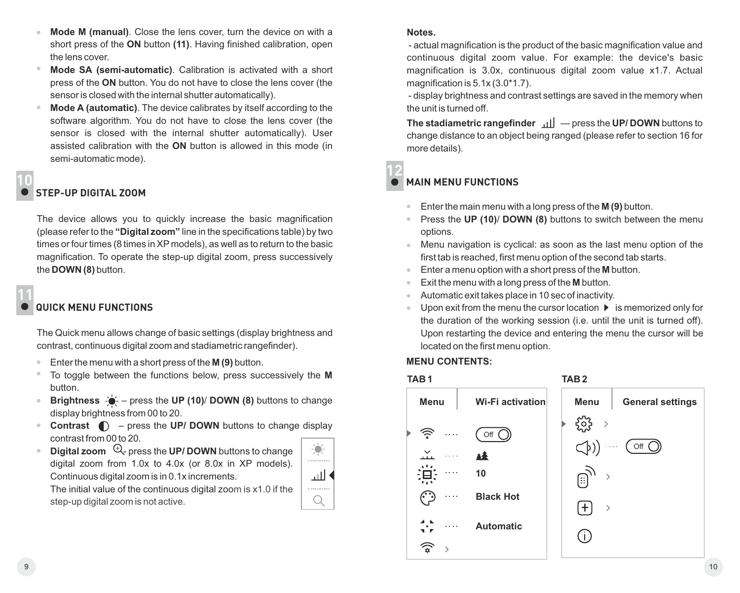- **Mode M (manual)**. Close the lens cover, turn the device on with a short press of the **ON** button **(11)**. Having finished calibration, open the lens cover.
- **Mode SA (semi-automatic)**. Calibration is activated with a short press of the **ON** button. You do not have to close the lens cover (the sensor is closed with the internal shutter automatically).
- **Mode A (automatic)**. The device calibrates by itself according to the software algorithm. You do not have to close the lens cover (the sensor is closed with the internal shutter automatically). User assisted calibration with the **ON** button is allowed in this mode (in semi-automatic mode).

## 10 STEP-UP DIGITAL ZOOM

The device allows you to quickly increase the basic magnification (please refer to the **"Digital zoom"** line in the specifications table) by two times or four times (8 times in XP models), as well as to return to the basic magnification. To operate the step-up digital zoom, press successively the **DOWN (8)** button.

## 11 QUICK MENU FUNCTIONS

The Quick menu allows change of basic settings (display brightness and contrast, continuous digital zoom and stadiametric rangefinder).

- Enter the menu with a short press of the **M (9)** button.
- To toggle between the functions below, press successively the **M** button.
- **Brightness** – press the **UP (10)**/ **DOWN (8)** buttons to change display brightness from 00 to 20.
- **Contrast** – press the **UP/ DOWN** buttons to change display contrast from 00 to 20.
- **Digital zoom** press the **UP/ DOWN** buttons to change digital zoom from 1.0x to 4.0x (or 8.0x in XP models). Continuous digital zoom is in 0.1x increments.
  The initial value of the continuous digital zoom is x1.0 if the step-up digital zoom is not active.

**Notes.**

- actual magnification is the product of the basic magnification value and continuous digital zoom value. For example: the device's basic magnification is 3.0x, continuous digital zoom value x1.7. Actual magnification is 5.1x (3.0*1.7).
- display brightness and contrast settings are saved in the memory when the unit is turned off.

**The stadiametric rangefinder** — press the **UP/ DOWN** buttons to change distance to an object being ranged (please refer to section 16 for more details).

## 12 MAIN MENU FUNCTIONS

- Enter the main menu with a long press of the **M (9)** button.
- Press the **UP (10)**/ **DOWN (8)** buttons to switch between the menu options.
- Menu navigation is cyclical: as soon as the last menu option of the first tab is reached, first menu option of the second tab starts.
- Enter a menu option with a short press of the **M** button.
- Exit the menu with a long press of the **M** button.
- Automatic exit takes place in 10 sec of inactivity.
- Upon exit from the menu the cursor location ▶ is memorized only for the duration of the working session (i.e. until the unit is turned off). Upon restarting the device and entering the menu the cursor will be located on the first menu option.

**MENU CONTENTS:**

**TAB 1**

| Menu | Wi-Fi activation |
|---|---|
| ▶ Wi-Fi | Off |
| Calibration mode | (icon) |
| Icon brightness | 10 |
| Color palette | Black Hot |
| Calibration | Automatic |
| Wi-Fi settings › | |

**TAB 2**

| Menu | General settings |
|---|---|
| ▶ General settings › | |
| Sound | Off |
| Remote control › | |
| Add › | |
| Information | |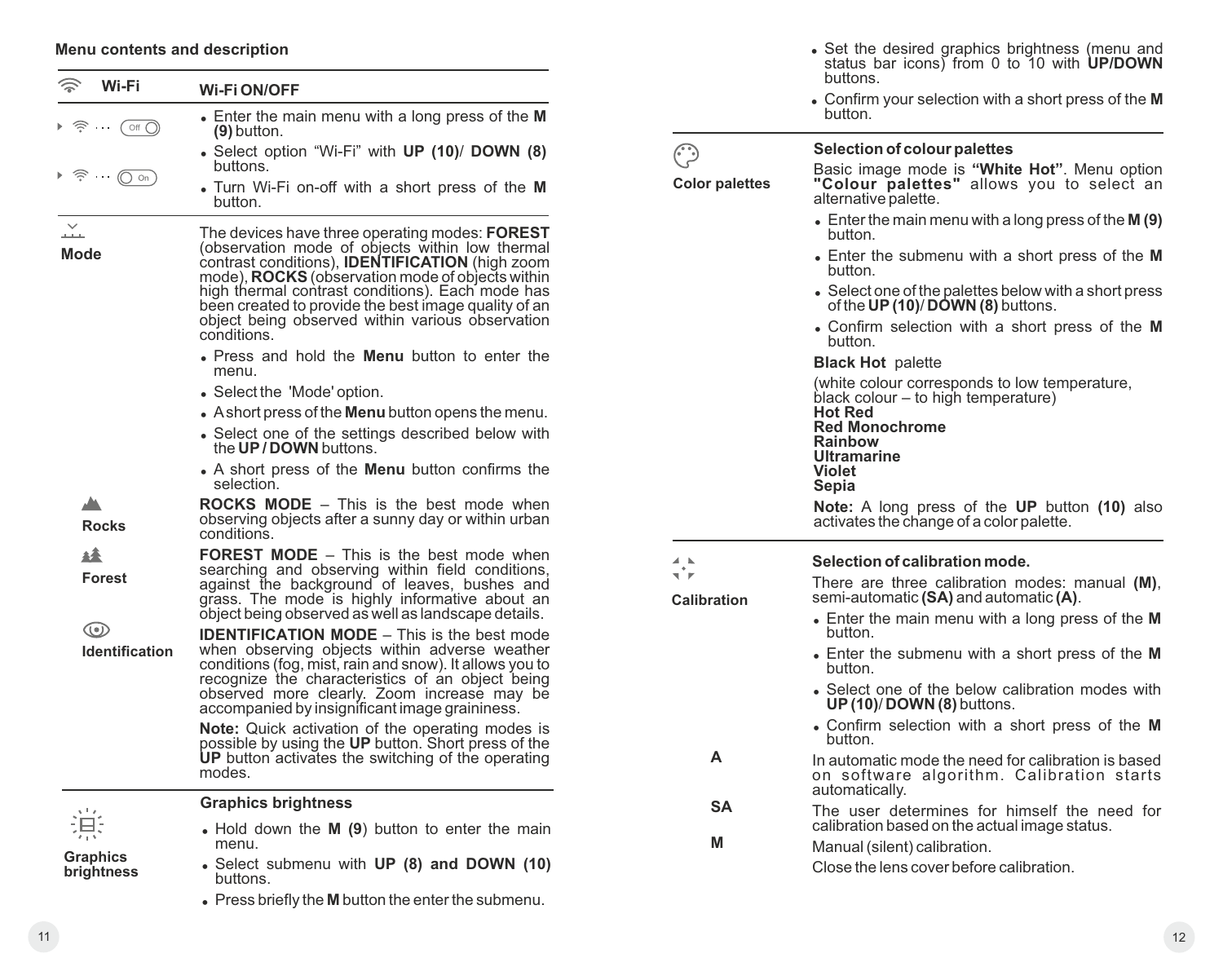**Menu contents and description**

### Wi-Fi

**Wi-Fi ON/OFF**

Off / On

- Enter the main menu with a long press of the **M (9)** button.
- Select option “Wi-Fi” with **UP (10)**/ **DOWN (8)** buttons.
- Turn Wi-Fi on-off with a short press of the **M** button.

### Mode

The devices have three operating modes: **FOREST** (observation mode of objects within low thermal contrast conditions), **IDENTIFICATION** (high zoom mode), **ROCKS** (observation mode of objects within high thermal contrast conditions). Each mode has been created to provide the best image quality of an object being observed within various observation conditions.

- Press and hold the **Menu** button to enter the menu.
- Select the 'Mode' option.
- A short press of the **Menu** button opens the menu.
- Select one of the settings described below with the **UP / DOWN** buttons.
- A short press of the **Menu** button confirms the selection.

**Rocks**

**ROCKS MODE** – This is the best mode when observing objects after a sunny day or within urban conditions.

**Forest**

**FOREST MODE** – This is the best mode when searching and observing within field conditions, against the background of leaves, bushes and grass. The mode is highly informative about an object being observed as well as landscape details.

**Identification**

**IDENTIFICATION MODE** – This is the best mode when observing objects within adverse weather conditions (fog, mist, rain and snow). It allows you to recognize the characteristics of an object being observed more clearly. Zoom increase may be accompanied by insignificant image graininess.

**Note:** Quick activation of the operating modes is possible by using the **UP** button. Short press of the **UP** button activates the switching of the operating modes.

### Graphics brightness

**Graphics brightness**

- Hold down the **M (9**) button to enter the main menu.
- Select submenu with **UP (8) and DOWN (10)** buttons.
- Press briefly the **M** button the enter the submenu.
- Set the desired graphics brightness (menu and status bar icons) from 0 to 10 with **UP/DOWN** buttons.
- Confirm your selection with a short press of the **M** button.

### Color palettes

**Selection of colour palettes**

Basic image mode is **“White Hot”**. Menu option **"Colour palettes"** allows you to select an alternative palette.

- Enter the main menu with a long press of the **M (9)** button.
- Enter the submenu with a short press of the **M** button.
- Select one of the palettes below with a short press of the **UP (10)**/ **DOWN (8)** buttons.
- Confirm selection with a short press of the **M** button.

**Black Hot** palette

(white colour corresponds to low temperature, black colour – to high temperature)

**Hot Red**
**Red Monochrome**
**Rainbow**
**Ultramarine**
**Violet**
**Sepia**

**Note:** A long press of the **UP** button **(10)** also activates the change of a color palette.

### Calibration

**Selection of calibration mode.**

There are three calibration modes: manual **(M)**, semi-automatic **(SA)** and automatic **(A)**.

- Enter the main menu with a long press of the **M** button.
- Enter the submenu with a short press of the **M** button.
- Select one of the below calibration modes with **UP (10)**/ **DOWN (8)** buttons.
- Confirm selection with a short press of the **M** button.

**A** – In automatic mode the need for calibration is based on software algorithm. Calibration starts automatically.

**SA** – The user determines for himself the need for calibration based on the actual image status.

**M** – Manual (silent) calibration.

Close the lens cover before calibration.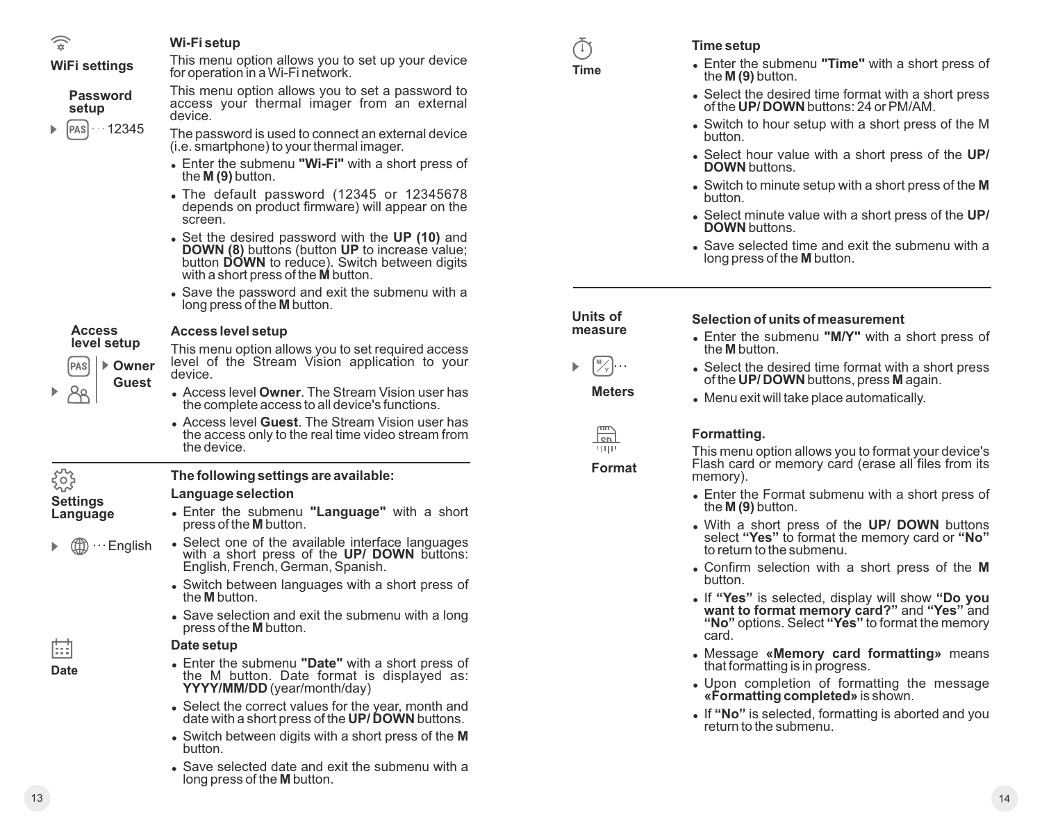**WiFi settings**

### Wi-Fi setup

This menu option allows you to set up your device for operation in a Wi-Fi network.

**Password setup**

PAS ··· 12345

This menu option allows you to set a password to access your thermal imager from an external device.

The password is used to connect an external device (i.e. smartphone) to your thermal imager.

- Enter the submenu **"Wi-Fi"** with a short press of the **M (9)** button.
- The default password (12345 or 12345678 depends on product firmware) will appear on the screen.
- Set the desired password with the **UP (10)** and **DOWN (8)** buttons (button **UP** to increase value; button **DOWN** to reduce). Switch between digits with a short press of the **M** button.
- Save the password and exit the submenu with a long press of the **M** button.

**Access level setup**

PAS ▸ **Owner** **Guest**

### Access level setup

This menu option allows you to set required access level of the Stream Vision application to your device.

- Access level **Owner**. The Stream Vision user has the complete access to all device's functions.
- Access level **Guest**. The Stream Vision user has the access only to the real time video stream from the device.

---

**Settings Language**

··· English

### The following settings are available:

**Language selection**

- Enter the submenu **"Language"** with a short press of the **M** button.
- Select one of the available interface languages with a short press of the **UP/ DOWN** buttons: English, French, German, Spanish.
- Switch between languages with a short press of the **M** button.
- Save selection and exit the submenu with a long press of the **M** button.

**Date**

**Date setup**

- Enter the submenu **"Date"** with a short press of the M button. Date format is displayed as: **YYYY/MM/DD** (year/month/day)
- Select the correct values for the year, month and date with a short press of the **UP/ DOWN** buttons.
- Switch between digits with a short press of the **M** button.
- Save selected date and exit the submenu with a long press of the **M** button.

**Time**

**Time setup**

- Enter the submenu **"Time"** with a short press of the **M (9)** button.
- Select the desired time format with a short press of the **UP/ DOWN** buttons: 24 or PM/AM.
- Switch to hour setup with a short press of the M button.
- Select hour value with a short press of the **UP/ DOWN** buttons.
- Switch to minute setup with a short press of the **M** button.
- Select minute value with a short press of the **UP/ DOWN** buttons.
- Save selected time and exit the submenu with a long press of the **M** button.

---

**Units of measure**

M/Y ···

**Meters**

**Selection of units of measurement**

- Enter the submenu **"M/Y"** with a short press of the **M** button.
- Select the desired time format with a short press of the **UP/ DOWN** buttons, press **M** again.
- Menu exit will take place automatically.

**Format**

**Formatting.**

This menu option allows you to format your device's Flash card or memory card (erase all files from its memory).

- Enter the Format submenu with a short press of the **M (9)** button.
- With a short press of the **UP/ DOWN** buttons select **"Yes"** to format the memory card or **"No"** to return to the submenu.
- Confirm selection with a short press of the **M** button.
- If **"Yes"** is selected, display will show **"Do you want to format memory card?"** and **"Yes"** and **"No"** options. Select **"Yes"** to format the memory card.
- Message **«Memory card formatting»** means that formatting is in progress.
- Upon completion of formatting the message **«Formatting completed»** is shown.
- If **"No"** is selected, formatting is aborted and you return to the submenu.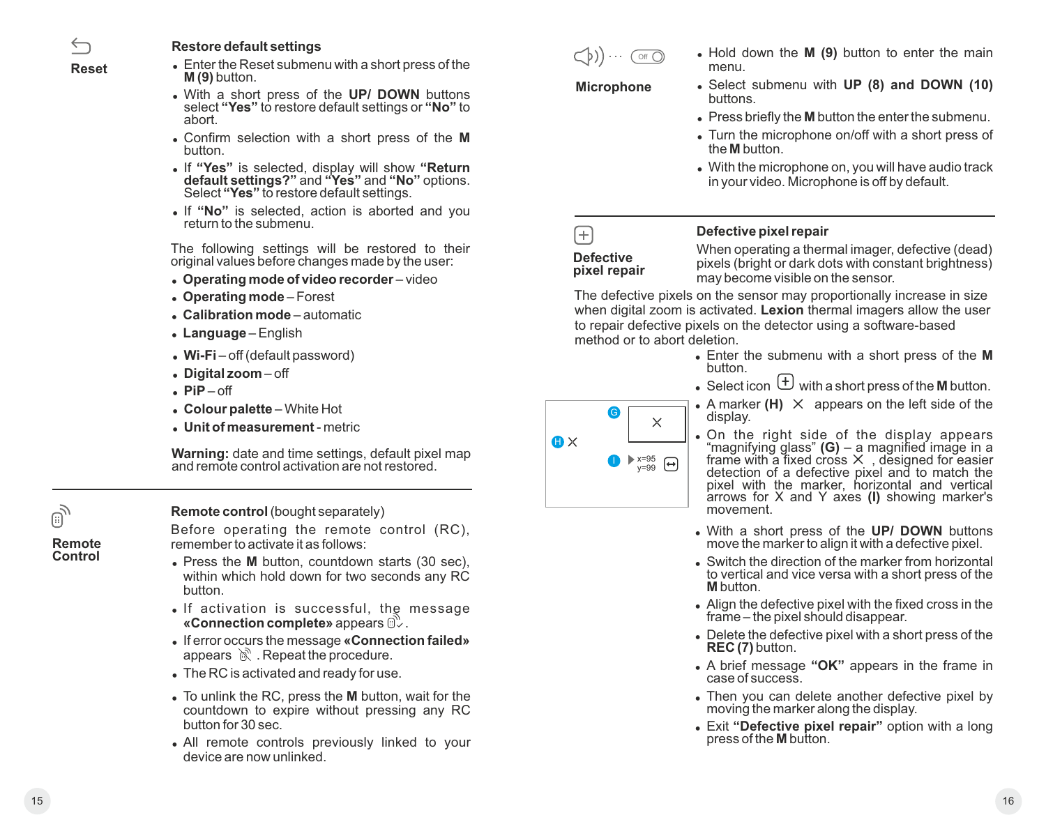**Reset**

### Restore default settings

- Enter the Reset submenu with a short press of the **M (9)** button.
- With a short press of the **UP/ DOWN** buttons select **"Yes"** to restore default settings or **"No"** to abort.
- Confirm selection with a short press of the **M** button.
- If **"Yes"** is selected, display will show **"Return default settings?"** and **"Yes"** and **"No"** options. Select **"Yes"** to restore default settings.
- If **"No"** is selected, action is aborted and you return to the submenu.

The following settings will be restored to their original values before changes made by the user:

- **Operating mode of video recorder** – video
- **Operating mode** – Forest
- **Calibration mode** – automatic
- **Language** – English
- **Wi-Fi** – off (default password)
- **Digital zoom** – off
- **PiP** – off
- **Colour palette** – White Hot
- **Unit of measurement** - metric

**Warning:** date and time settings, default pixel map and remote control activation are not restored.

---

**Remote Control**

### Remote control (bought separately)

Before operating the remote control (RC), remember to activate it as follows:

- Press the **M** button, countdown starts (30 sec), within which hold down for two seconds any RC button.
- If activation is successful, the message **«Connection complete»** appears.
- If error occurs the message **«Connection failed»** appears. Repeat the procedure.
- The RC is activated and ready for use.
- To unlink the RC, press the **M** button, wait for the countdown to expire without pressing any RC button for 30 sec.
- All remote controls previously linked to your device are now unlinked.

**Microphone**

- Hold down the **M (9)** button to enter the main menu.
- Select submenu with **UP (8) and DOWN (10)** buttons.
- Press briefly the **M** button the enter the submenu.
- Turn the microphone on/off with a short press of the **M** button.
- With the microphone on, you will have audio track in your video. Microphone is off by default.

---

**Defective pixel repair**

### Defective pixel repair

When operating a thermal imager, defective (dead) pixels (bright or dark dots with constant brightness) may become visible on the sensor.

The defective pixels on the sensor may proportionally increase in size when digital zoom is activated. **Lexion** thermal imagers allow the user to repair defective pixels on the detector using a software-based method or to abort deletion.

- Enter the submenu with a short press of the **M** button.
- Select icon with a short press of the **M** button.
- A marker **(H)** appears on the left side of the display.
- On the right side of the display appears "magnifying glass" **(G)** – a magnified image in a frame with a fixed cross, designed for easier detection of a defective pixel and to match the pixel with the marker, horizontal and vertical arrows for X and Y axes **(I)** showing marker's movement.
- With a short press of the **UP/ DOWN** buttons move the marker to align it with a defective pixel.
- Switch the direction of the marker from horizontal to vertical and vice versa with a short press of the **M** button.
- Align the defective pixel with the fixed cross in the frame – the pixel should disappear.
- Delete the defective pixel with a short press of the **REC (7)** button.
- A brief message **"OK"** appears in the frame in case of success.
- Then you can delete another defective pixel by moving the marker along the display.
- Exit **"Defective pixel repair"** option with a long press of the **M** button.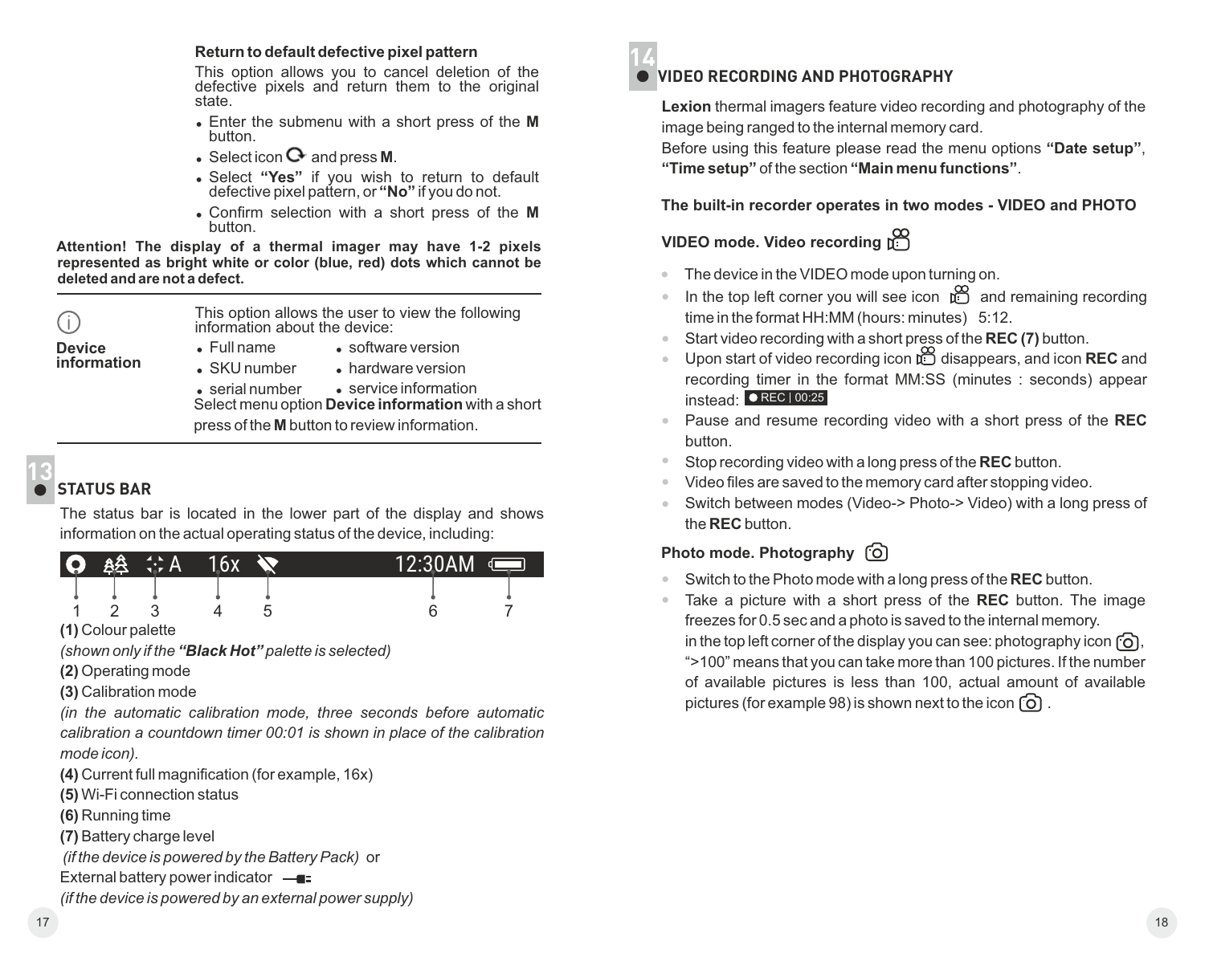**Return to default defective pixel pattern**

This option allows you to cancel deletion of the defective pixels and return them to the original state.

- Enter the submenu with a short press of the **M** button.
- Select icon and press **M**.
- Select **"Yes"** if you wish to return to default defective pixel pattern, or **"No"** if you do not.
- Confirm selection with a short press of the **M** button.

**Attention! The display of a thermal imager may have 1-2 pixels represented as bright white or color (blue, red) dots which cannot be deleted and are not a defect.**

**Device information**

This option allows the user to view the following information about the device:

- Full name
- software version
- SKU number
- hardware version
- serial number
- service information

Select menu option **Device information** with a short press of the **M** button to review information.

## 13 STATUS BAR

The status bar is located in the lower part of the display and shows information on the actual operating status of the device, including:

**(1)** Colour palette

*(shown only if the **"Black Hot"** palette is selected)*

**(2)** Operating mode

**(3)** Calibration mode

*(in the automatic calibration mode, three seconds before automatic calibration a countdown timer 00:01 is shown in place of the calibration mode icon).*

**(4)** Current full magnification (for example, 16x)

**(5)** Wi-Fi connection status

**(6)** Running time

**(7)** Battery charge level

*(if the device is powered by the Battery Pack)* or

External battery power indicator

*(if the device is powered by an external power supply)*

## 14 VIDEO RECORDING AND PHOTOGRAPHY

**Lexion** thermal imagers feature video recording and photography of the image being ranged to the internal memory card.

Before using this feature please read the menu options **"Date setup"**, **"Time setup"** of the section **"Main menu functions"**.

**The built-in recorder operates in two modes - VIDEO and PHOTO**

**VIDEO mode. Video recording**

- The device in the VIDEO mode upon turning on.
- In the top left corner you will see icon and remaining recording time in the format HH:MM (hours: minutes) 5:12.
- Start video recording with a short press of the **REC (7)** button.
- Upon start of video recording icon disappears, and icon **REC** and recording timer in the format MM:SS (minutes : seconds) appear instead: ● REC | 00:25
- Pause and resume recording video with a short press of the **REC** button.
- Stop recording video with a long press of the **REC** button.
- Video files are saved to the memory card after stopping video.
- Switch between modes (Video-> Photo-> Video) with a long press of the **REC** button.

**Photo mode. Photography**

- Switch to the Photo mode with a long press of the **REC** button.
- Take a picture with a short press of the **REC** button. The image freezes for 0.5 sec and a photo is saved to the internal memory. in the top left corner of the display you can see: photography icon , ">100" means that you can take more than 100 pictures. If the number of available pictures is less than 100, actual amount of available pictures (for example 98) is shown next to the icon .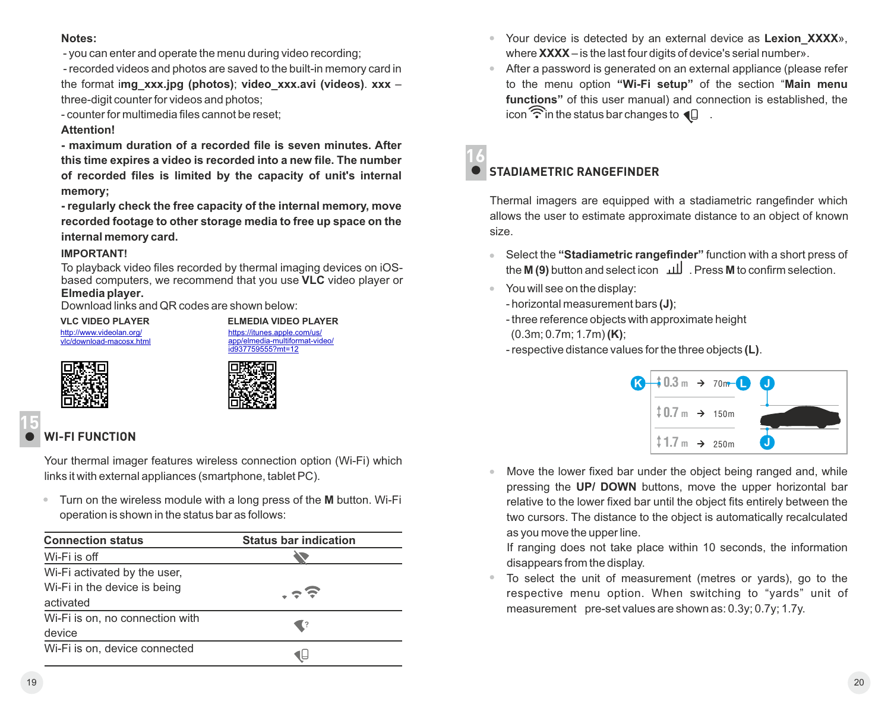**Notes:**

- you can enter and operate the menu during video recording;
- recorded videos and photos are saved to the built-in memory card in the format **img_xxx.jpg (photos)**; **video_xxx.avi (videos)**. **xxx** – three-digit counter for videos and photos;
- counter for multimedia files cannot be reset;

**Attention!**

**- maximum duration of a recorded file is seven minutes. After this time expires a video is recorded into a new file. The number of recorded files is limited by the capacity of unit's internal memory;**

**- regularly check the free capacity of the internal memory, move recorded footage to other storage media to free up space on the internal memory card.**

**IMPORTANT!**

To playback video files recorded by thermal imaging devices on iOS-based computers, we recommend that you use **VLC** video player or **Elmedia player.**

Download links and QR codes are shown below:

**VLC VIDEO PLAYER**
http://www.videolan.org/vlc/download-macosx.html

**ELMEDIA VIDEO PLAYER**
https://itunes.apple.com/us/app/elmedia-multiformat-video/id937759555?mt=12

## 15 WI-FI FUNCTION

Your thermal imager features wireless connection option (Wi-Fi) which links it with external appliances (smartphone, tablet PC).

- Turn on the wireless module with a long press of the **M** button. Wi-Fi operation is shown in the status bar as follows:

| Connection status | Status bar indication |
|---|---|
| Wi-Fi is off | |
| Wi-Fi activated by the user, Wi-Fi in the device is being activated | |
| Wi-Fi is on, no connection with device | |
| Wi-Fi is on, device connected | |

- Your device is detected by an external device as **Lexion_XXXX**», where **XXXX** – is the last four digits of device's serial number».
- After a password is generated on an external appliance (please refer to the menu option **"Wi-Fi setup"** of the section "**Main menu functions"** of this user manual) and connection is established, the icon in the status bar changes to .

## 16 STADIAMETRIC RANGEFINDER

Thermal imagers are equipped with a stadiametric rangefinder which allows the user to estimate approximate distance to an object of known size.

- Select the **"Stadiametric rangefinder"** function with a short press of the **M (9)** button and select icon . Press **M** to confirm selection.
- You will see on the display:
  - horizontal measurement bars **(J)**;
  - three reference objects with approximate height (0.3m; 0.7m; 1.7m) **(K)**;
  - respective distance values for the three objects **(L)**.

K 0.3 m → 70m L J
0.7 m → 150m
1.7 m → 250m J

- Move the lower fixed bar under the object being ranged and, while pressing the **UP/ DOWN** buttons, move the upper horizontal bar relative to the lower fixed bar until the object fits entirely between the two cursors. The distance to the object is automatically recalculated as you move the upper line.
  If ranging does not take place within 10 seconds, the information disappears from the display.
- To select the unit of measurement (metres or yards), go to the respective menu option. When switching to "yards" unit of measurement pre-set values are shown as: 0.3y; 0.7y; 1.7y.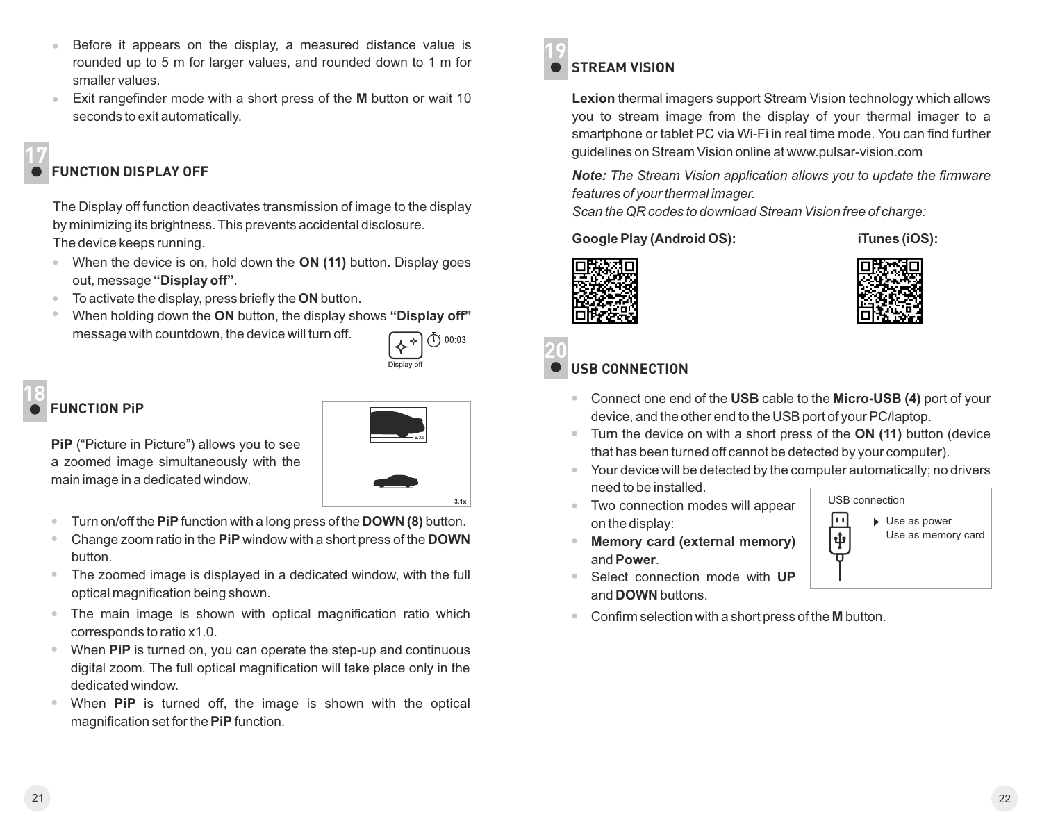- Before it appears on the display, a measured distance value is rounded up to 5 m for larger values, and rounded down to 1 m for smaller values.
- Exit rangefinder mode with a short press of the **M** button or wait 10 seconds to exit automatically.

## 17 FUNCTION DISPLAY OFF

The Display off function deactivates transmission of image to the display by minimizing its brightness. This prevents accidental disclosure. The device keeps running.

- When the device is on, hold down the **ON (11)** button. Display goes out, message **"Display off"**.
- To activate the display, press briefly the **ON** button.
- When holding down the **ON** button, the display shows **"Display off"** message with countdown, the device will turn off.

Display off 00:03

## 18 FUNCTION PiP

**PiP** ("Picture in Picture") allows you to see a zoomed image simultaneously with the main image in a dedicated window.

6.3x

3.1x

- Turn on/off the **PiP** function with a long press of the **DOWN (8)** button.
- Change zoom ratio in the **PiP** window with a short press of the **DOWN** button.
- The zoomed image is displayed in a dedicated window, with the full optical magnification being shown.
- The main image is shown with optical magnification ratio which corresponds to ratio x1.0.
- When **PiP** is turned on, you can operate the step-up and continuous digital zoom. The full optical magnification will take place only in the dedicated window.
- When **PiP** is turned off, the image is shown with the optical magnification set for the **PiP** function.

## 19 STREAM VISION

**Lexion** thermal imagers support Stream Vision technology which allows you to stream image from the display of your thermal imager to a smartphone or tablet PC via Wi-Fi in real time mode. You can find further guidelines on Stream Vision online at www.pulsar-vision.com

***Note:*** *The Stream Vision application allows you to update the firmware features of your thermal imager.*
*Scan the QR codes to download Stream Vision free of charge:*

**Google Play (Android OS):**

**iTunes (iOS):**

## 20 USB CONNECTION

- Connect one end of the **USB** cable to the **Micro-USB (4)** port of your device, and the other end to the USB port of your PC/laptop.
- Turn the device on with a short press of the **ON (11)** button (device that has been turned off cannot be detected by your computer).
- Your device will be detected by the computer automatically; no drivers need to be installed.
- Two connection modes will appear on the display:
- **Memory card (external memory)** and **Power**.
- Select connection mode with **UP** and **DOWN** buttons.
- Confirm selection with a short press of the **M** button.

USB connection
- Use as power
- Use as memory card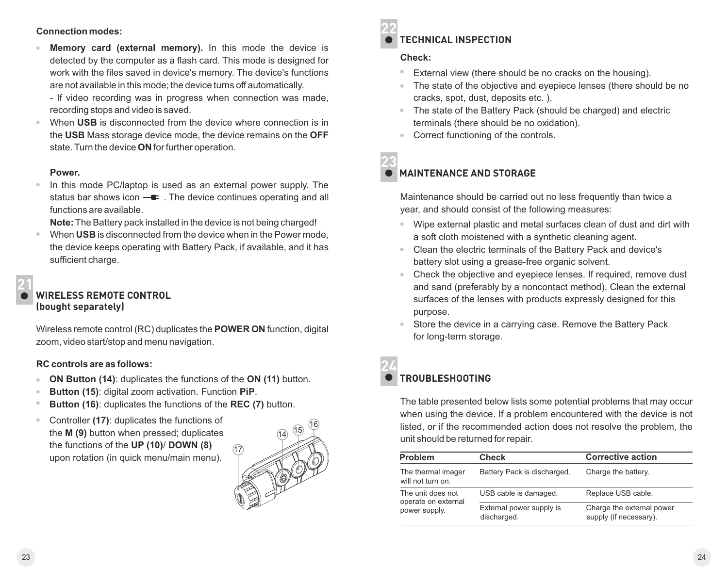**Connection modes:**

- **Memory card (external memory).** In this mode the device is detected by the computer as a flash card. This mode is designed for work with the files saved in device's memory. The device's functions are not available in this mode; the device turns off automatically.
  - If video recording was in progress when connection was made, recording stops and video is saved.
- When **USB** is disconnected from the device where connection is in the **USB** Mass storage device mode, the device remains on the **OFF** state. Turn the device **ON** for further operation.

**Power.**

- In this mode PC/laptop is used as an external power supply. The status bar shows icon . The device continues operating and all functions are available.
  **Note:** The Battery pack installed in the device is not being charged!
- When **USB** is disconnected from the device when in the Power mode, the device keeps operating with Battery Pack, if available, and it has sufficient charge.

## 21 WIRELESS REMOTE CONTROL (bought separately)

Wireless remote control (RC) duplicates the **POWER ON** function, digital zoom, video start/stop and menu navigation.

**RC controls are as follows:**

- **ON Button (14)**: duplicates the functions of the **ON (11)** button.
- **Button (15)**: digital zoom activation. Function **PiP**.
- **Button (16)**: duplicates the functions of the **REC (7)** button.
- Controller **(17)**: duplicates the functions of the **M (9)** button when pressed; duplicates the functions of the **UP (10)**/ **DOWN (8)** upon rotation (in quick menu/main menu).

## 22 TECHNICAL INSPECTION

**Check:**

- External view (there should be no cracks on the housing).
- The state of the objective and eyepiece lenses (there should be no cracks, spot, dust, deposits etc. ).
- The state of the Battery Pack (should be charged) and electric terminals (there should be no oxidation).
- Correct functioning of the controls.

## 23 MAINTENANCE AND STORAGE

Maintenance should be carried out no less frequently than twice a year, and should consist of the following measures:

- Wipe external plastic and metal surfaces clean of dust and dirt with a soft cloth moistened with a synthetic cleaning agent.
- Clean the electric terminals of the Battery Pack and device's battery slot using a grease-free organic solvent.
- Check the objective and eyepiece lenses. If required, remove dust and sand (preferably by a noncontact method). Clean the external surfaces of the lenses with products expressly designed for this purpose.
- Store the device in a carrying case. Remove the Battery Pack for long-term storage.

## 24 TROUBLESHOOTING

The table presented below lists some potential problems that may occur when using the device. If a problem encountered with the device is not listed, or if the recommended action does not resolve the problem, the unit should be returned for repair.

| Problem | Check | Corrective action |
|---|---|---|
| The thermal imager will not turn on. | Battery Pack is discharged. | Charge the battery. |
| The unit does not operate on external power supply. | USB cable is damaged. | Replace USB cable. |
| | External power supply is discharged. | Charge the external power supply (if necessary). |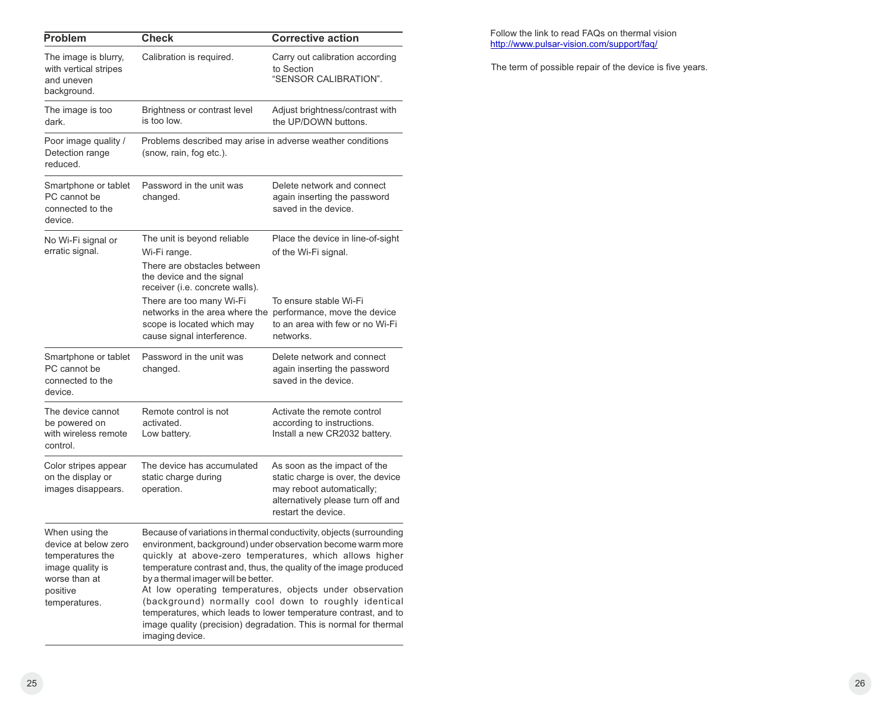| Problem | Check | Corrective action |
| --- | --- | --- |
| The image is blurry, with vertical stripes and uneven background. | Calibration is required. | Carry out calibration according to Section “SENSOR CALIBRATION”. |
| The image is too dark. | Brightness or contrast level is too low. | Adjust brightness/contrast with the UP/DOWN buttons. |
| Poor image quality / Detection range reduced. | Problems described may arise in adverse weather conditions (snow, rain, fog etc.). | |
| Smartphone or tablet PC cannot be connected to the device. | Password in the unit was changed. | Delete network and connect again inserting the password saved in the device. |
| No Wi-Fi signal or erratic signal. | The unit is beyond reliable Wi-Fi range. There are obstacles between the device and the signal receiver (i.e. concrete walls). | Place the device in line-of-sight of the Wi-Fi signal. |
| | There are too many Wi-Fi networks in the area where the scope is located which may cause signal interference. | To ensure stable Wi-Fi performance, move the device to an area with few or no Wi-Fi networks. |
| Smartphone or tablet PC cannot be connected to the device. | Password in the unit was changed. | Delete network and connect again inserting the password saved in the device. |
| The device cannot be powered on with wireless remote control. | Remote control is not activated. Low battery. | Activate the remote control according to instructions. Install a new CR2032 battery. |
| Color stripes appear on the display or images disappears. | The device has accumulated static charge during operation. | As soon as the impact of the static charge is over, the device may reboot automatically; alternatively please turn off and restart the device. |
| When using the device at below zero temperatures the image quality is worse than at positive temperatures. | Because of variations in thermal conductivity, objects (surrounding environment, background) under observation become warm more quickly at above-zero temperatures, which allows higher temperature contrast and, thus, the quality of the image produced by a thermal imager will be better. At low operating temperatures, objects under observation (background) normally cool down to roughly identical temperatures, which leads to lower temperature contrast, and to image quality (precision) degradation. This is normal for thermal imaging device. | |

Follow the link to read FAQs on thermal vision
http://www.pulsar-vision.com/support/faq/

The term of possible repair of the device is five years.